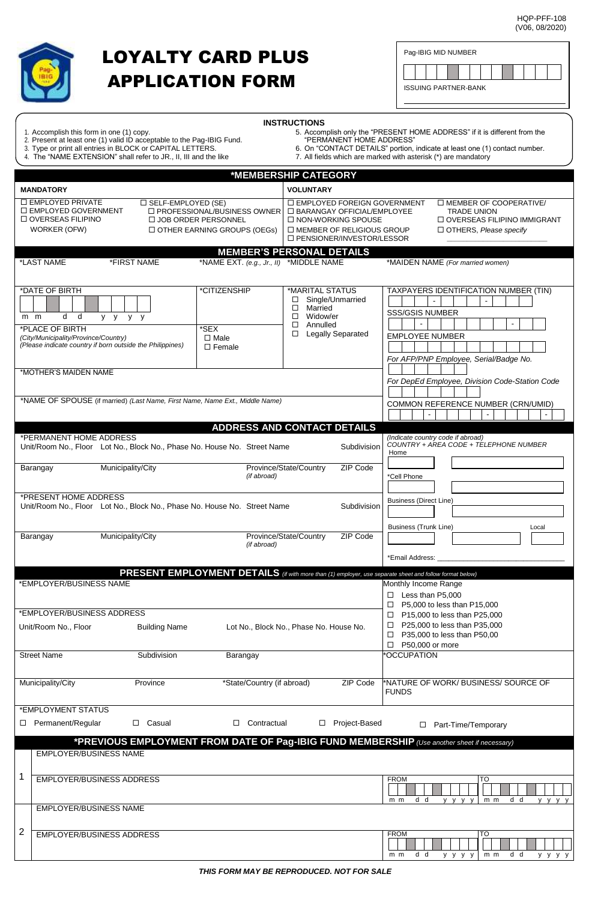HQP-PFF-108
(V06, 08/2020)

# LOYALTY CARD PLUS APPLICATION FORM

| Pag-IBIG MID NUMBER |
|---|
| |
| ISSUING PARTNER-BANK |
| |

## INSTRUCTIONS

1. Accomplish this form in one (1) copy.
2. Present at least one (1) valid ID acceptable to the Pag-IBIG Fund.
3. Type or print all entries in BLOCK or CAPITAL LETTERS.
4. The "NAME EXTENSION" shall refer to JR., II, III and the like
5. Accomplish only the "PRESENT HOME ADDRESS" if it is different from the "PERMANENT HOME ADDRESS"
6. On "CONTACT DETAILS" portion, indicate at least one (1) contact number.
7. All fields which are marked with asterisk (*) are mandatory

## *MEMBERSHIP CATEGORY

**MANDATORY**

- ☐ EMPLOYED PRIVATE
- ☐ EMPLOYED GOVERNMENT
- ☐ OVERSEAS FILIPINO WORKER (OFW)
- ☐ SELF-EMPLOYED (SE)
  - ☐ PROFESSIONAL/BUSINESS OWNER
  - ☐ JOB ORDER PERSONNEL
  - ☐ OTHER EARNING GROUPS (OEGs)

**VOLUNTARY**

- ☐ EMPLOYED FOREIGN GOVERNMENT
- ☐ BARANGAY OFFICIAL/EMPLOYEE
- ☐ NON-WORKING SPOUSE
- ☐ MEMBER OF RELIGIOUS GROUP
- ☐ PENSIONER/INVESTOR/LESSOR
- ☐ MEMBER OF COOPERATIVE/ TRADE UNION
- ☐ OVERSEAS FILIPINO IMMIGRANT
- ☐ OTHERS, *Please specify* ____________

## MEMBER'S PERSONAL DETAILS

| *LAST NAME | *FIRST NAME | *NAME EXT. *(e.g., Jr., II)* | *MIDDLE NAME | *MAIDEN NAME *(For married women)* |
|---|---|---|---|---|
| | | | | |

*DATE OF BIRTH (m m d d y y y y)

*CITIZENSHIP

*MARITAL STATUS
- ☐ Single/Unmarried
- ☐ Married
- ☐ Widow/er
- ☐ Annulled
- ☐ Legally Separated

TAXPAYERS IDENTIFICATION NUMBER (TIN)

SSS/GSIS NUMBER

EMPLOYEE NUMBER

*PLACE OF BIRTH
*(City/Municipality/Province/Country)*
*(Please indicate country if born outside the Philippines)*

*SEX
- ☐ Male
- ☐ Female

*For AFP/PNP Employee, Serial/Badge No.*

*MOTHER'S MAIDEN NAME

*For DepEd Employee, Division Code-Station Code*

*NAME OF SPOUSE (if married) *(Last Name, First Name, Name Ext., Middle Name)*

COMMON REFERENCE NUMBER (CRN/UMID)

## ADDRESS AND CONTACT DETAILS

*PERMANENT HOME ADDRESS

| Unit/Room No., Floor | Lot No., Block No., Phase No. House No. | Street Name | Subdivision |
|---|---|---|---|
| | | | |

| Barangay | Municipality/City | Province/State/Country *(if abroad)* | ZIP Code |
|---|---|---|---|
| | | | |

*PRESENT HOME ADDRESS

| Unit/Room No., Floor | Lot No., Block No., Phase No. House No. | Street Name | Subdivision |
|---|---|---|---|
| | | | |

| Barangay | Municipality/City | Province/State/Country *(if abroad)* | ZIP Code |
|---|---|---|---|
| | | | |

*(Indicate country code if abroad)*
*COUNTRY + AREA CODE + TELEPHONE NUMBER*

- Home
- *Cell Phone
- Business (Direct Line)
- Business (Trunk Line) — Local
- *Email Address: ____________

## PRESENT EMPLOYMENT DETAILS *(if with more than (1) employer, use separate sheet and follow format below)*

*EMPLOYER/BUSINESS NAME

*EMPLOYER/BUSINESS ADDRESS

| Unit/Room No., Floor | Building Name | Lot No., Block No., Phase No. House No. |
|---|---|---|
| | | |

| Street Name | Subdivision | Barangay |
|---|---|---|
| | | |

| Municipality/City | Province | *State/Country (if abroad) | ZIP Code |
|---|---|---|---|
| | | | |

Monthly Income Range
- ☐ Less than P5,000
- ☐ P5,000 to less than P15,000
- ☐ P15,000 to less than P25,000
- ☐ P25,000 to less than P35,000
- ☐ P35,000 to less than P50,00
- ☐ P50,000 or more

*OCCUPATION

*NATURE OF WORK/ BUSINESS/ SOURCE OF FUNDS

*EMPLOYMENT STATUS

☐ Permanent/Regular ☐ Casual ☐ Contractual ☐ Project-Based ☐ Part-Time/Temporary

## *PREVIOUS EMPLOYMENT FROM DATE OF Pag-IBIG FUND MEMBERSHIP *(Use another sheet if necessary)*

| | | FROM (m m d d y y y y) | TO (m m d d y y y y) |
|---|---|---|---|
| 1 | EMPLOYER/BUSINESS NAME | | |
| | EMPLOYER/BUSINESS ADDRESS | | |
| 2 | EMPLOYER/BUSINESS NAME | | |
| | EMPLOYER/BUSINESS ADDRESS | | |

***THIS FORM MAY BE REPRODUCED. NOT FOR SALE***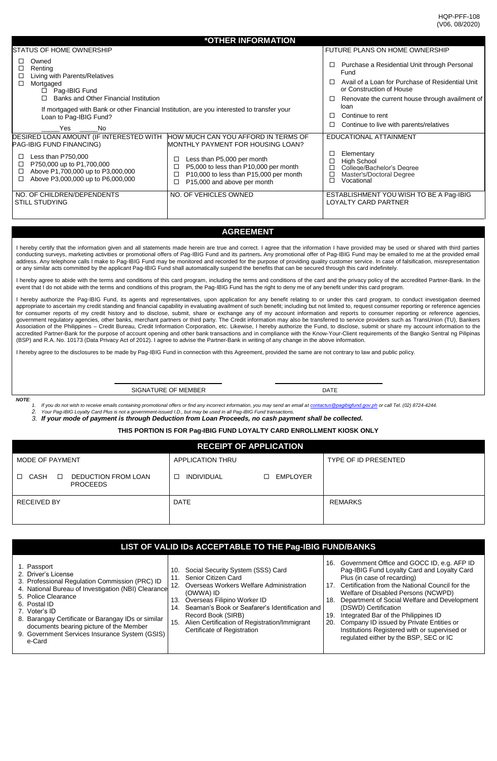HQP-PFF-108
(V06, 08/2020)

## *OTHER INFORMATION

| | | |
|---|---|---|
| STATUS OF HOME OWNERSHIP<br>☐ Owned<br>☐ Renting<br>☐ Living with Parents/Relatives<br>☐ Mortgaged<br>☐ Pag-IBIG Fund<br>☐ Banks and Other Financial Institution<br>If mortgaged with Bank or other Financial Institution, are you interested to transfer your Loan to Pag-IBIG Fund?<br>_____Yes _____No | | FUTURE PLANS ON HOME OWNERSHIP<br>☐ Purchase a Residential Unit through Personal Fund<br>☐ Avail of a Loan for Purchase of Residential Unit or Construction of House<br>☐ Renovate the current house through availment of loan<br>☐ Continue to rent<br>☐ Continue to live with parents/relatives |
| DESIRED LOAN AMOUNT (IF INTERESTED WITH PAG-IBIG FUND FINANCING)<br>☐ Less than P750,000<br>☐ P750,000 up to P1,700,000<br>☐ Above P1,700,000 up to P3,000,000<br>☐ Above P3,000,000 up to P6,000,000 | HOW MUCH CAN YOU AFFORD IN TERMS OF MONTHLY PAYMENT FOR HOUSING LOAN?<br>☐ Less than P5,000 per month<br>☐ P5,000 to less than P10,000 per month<br>☐ P10,000 to less than P15,000 per month<br>☐ P15,000 and above per month | EDUCATIONAL ATTAINMENT<br>☐ Elementary<br>☐ High School<br>☐ College/Bachelor's Degree<br>☐ Master's/Doctoral Degree<br>☐ Vocational |
| NO. OF CHILDREN/DEPENDENTS STILL STUDYING | NO. OF VEHICLES OWNED | ESTABLISHMENT YOU WISH TO BE A Pag-IBIG LOYALTY CARD PARTNER |

## AGREEMENT

I hereby certify that the information given and all statements made herein are true and correct. I agree that the information I have provided may be used or shared with third parties conducting surveys, marketing activities or promotional offers of Pag-IBIG Fund and its partners**.** Any promotional offer of Pag-IBIG Fund may be emailed to me at the provided email address. Any telephone calls I make to Pag-IBIG Fund may be monitored and recorded for the purpose of providing quality customer service. In case of falsification, misrepresentation or any similar acts committed by the applicant Pag-IBIG Fund shall automatically suspend the benefits that can be secured through this card indefinitely.

I hereby agree to abide with the terms and conditions of this card program, including the terms and conditions of the card and the privacy policy of the accredited Partner-Bank. In the event that I do not abide with the terms and conditions of this program, the Pag-IBIG Fund has the right to deny me of any benefit under this card program.

I hereby authorize the Pag-IBIG Fund, its agents and representatives, upon application for any benefit relating to or under this card program, to conduct investigation deemed appropriate to ascertain my credit standing and financial capability in evaluating availment of such benefit; including but not limited to, request consumer reporting or reference agencies for consumer reports of my credit history and to disclose, submit, share or exchange any of my account information and reports to consumer reporting or reference agencies, government regulatory agencies, other banks, merchant partners or third party. The Credit information may also be transferred to service providers such as TransUnion (TU), Bankers Association of the Philippines – Credit Bureau, Credit Information Corporation, etc. Likewise, I hereby authorize the Fund, to disclose, submit or share my account information to the accredited Partner-Bank for the purpose of account opening and other bank transactions and in compliance with the Know-Your-Client requirements of the Bangko Sentral ng Pilipinas (BSP) and R.A. No. 10173 (Data Privacy Act of 2012). I agree to advise the Partner-Bank in writing of any change in the above information.

I hereby agree to the disclosures to be made by Pag-IBIG Fund in connection with this Agreement, provided the same are not contrary to law and public policy.

_______________________ &nbsp;&nbsp;&nbsp;&nbsp; _______________________
SIGNATURE OF MEMBER &nbsp;&nbsp;&nbsp;&nbsp; DATE

***NOTE:***

1. *If you do not wish to receive emails containing promotional offers or find any incorrect information, you may send an email at contactus@pagibigfund.gov.ph or call Tel. (02) 8724-4244.*
2. *Your Pag-IBIG Loyalty Card Plus is not a government-issued I.D., but may be used in all Pag-IBIG Fund transactions.*
3. ***If your mode of payment is through Deduction from Loan Proceeds, no cash payment shall be collected.***

**THIS PORTION IS FOR Pag-IBIG FUND LOYALTY CARD ENROLLMENT KIOSK ONLY**

## RECEIPT OF APPLICATION

| MODE OF PAYMENT | APPLICATION THRU | TYPE OF ID PRESENTED |
|---|---|---|
| ☐ CASH ☐ DEDUCTION FROM LOAN PROCEEDS | ☐ INDIVIDUAL ☐ EMPLOYER | |
| RECEIVED BY | DATE | REMARKS |

## LIST OF VALID IDs ACCEPTABLE TO THE Pag-IBIG FUND/BANKS

1. Passport
2. Driver's License
3. Professional Regulation Commission (PRC) ID
4. National Bureau of Investigation (NBI) Clearance
5. Police Clearance
6. Postal ID
7. Voter's ID
8. Barangay Certificate or Barangay IDs or similar documents bearing picture of the Member
9. Government Services Insurance System (GSIS) e-Card
10. Social Security System (SSS) Card
11. Senior Citizen Card
12. Overseas Workers Welfare Administration (OWWA) ID
13. Overseas Filipino Worker ID
14. Seaman's Book or Seafarer's Identification and Record Book (SIRB)
15. Alien Certification of Registration/Immigrant Certificate of Registration
16. Government Office and GOCC ID, e.g. AFP ID Pag-IBIG Fund Loyalty Card and Loyalty Card Plus (in case of recarding)
17. Certification from the National Council for the Welfare of Disabled Persons (NCWPD)
18. Department of Social Welfare and Development (DSWD) Certification
19. Integrated Bar of the Philippines ID
20. Company ID issued by Private Entities or Institutions Registered with or supervised or regulated either by the BSP, SEC or IC